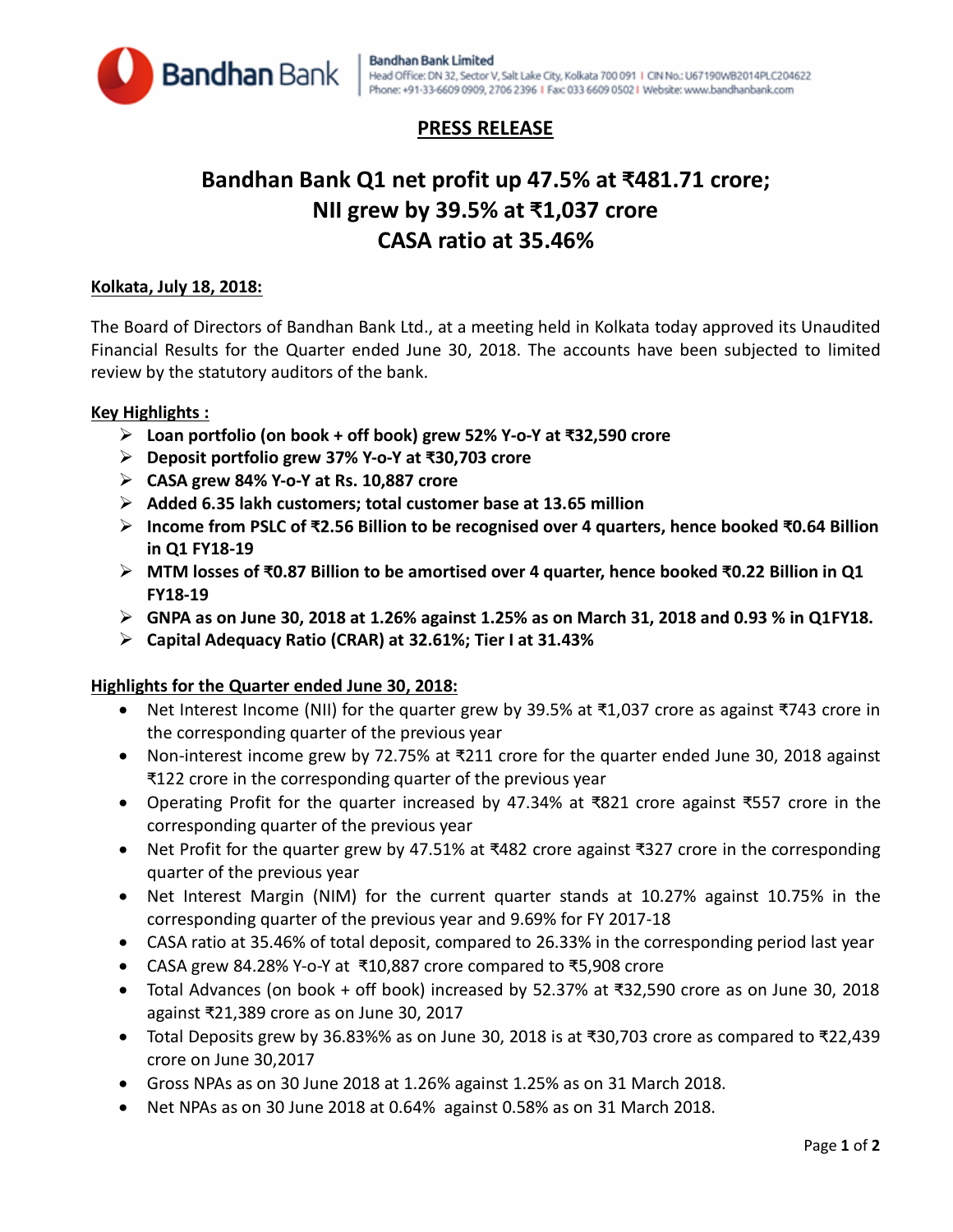Bandhan Bank

**Bandhan Bank Limited**
Head Office: DN 32, Sector V, Salt Lake City, Kolkata 700 091 | CIN No.: U67190WB2014PLC204622
Phone: +91-33-6609 0909, 2706 2396 | Fax: 033 6609 0502 | Website: www.bandhanbank.com

## PRESS RELEASE

# Bandhan Bank Q1 net profit up 47.5% at ₹481.71 crore; NII grew by 39.5% at ₹1,037 crore CASA ratio at 35.46%

**Kolkata, July 18, 2018:**

The Board of Directors of Bandhan Bank Ltd., at a meeting held in Kolkata today approved its Unaudited Financial Results for the Quarter ended June 30, 2018. The accounts have been subjected to limited review by the statutory auditors of the bank.

**Key Highlights :**

- **Loan portfolio (on book + off book) grew 52% Y-o-Y at ₹32,590 crore**
- **Deposit portfolio grew 37% Y-o-Y at ₹30,703 crore**
- **CASA grew 84% Y-o-Y at Rs. 10,887 crore**
- **Added 6.35 lakh customers; total customer base at 13.65 million**
- **Income from PSLC of ₹2.56 Billion to be recognised over 4 quarters, hence booked ₹0.64 Billion in Q1 FY18-19**
- **MTM losses of ₹0.87 Billion to be amortised over 4 quarter, hence booked ₹0.22 Billion in Q1 FY18-19**
- **GNPA as on June 30, 2018 at 1.26% against 1.25% as on March 31, 2018 and 0.93 % in Q1FY18.**
- **Capital Adequacy Ratio (CRAR) at 32.61%; Tier I at 31.43%**

**Highlights for the Quarter ended June 30, 2018:**

- Net Interest Income (NII) for the quarter grew by 39.5% at ₹1,037 crore as against ₹743 crore in the corresponding quarter of the previous year
- Non-interest income grew by 72.75% at ₹211 crore for the quarter ended June 30, 2018 against ₹122 crore in the corresponding quarter of the previous year
- Operating Profit for the quarter increased by 47.34% at ₹821 crore against ₹557 crore in the corresponding quarter of the previous year
- Net Profit for the quarter grew by 47.51% at ₹482 crore against ₹327 crore in the corresponding quarter of the previous year
- Net Interest Margin (NIM) for the current quarter stands at 10.27% against 10.75% in the corresponding quarter of the previous year and 9.69% for FY 2017-18
- CASA ratio at 35.46% of total deposit, compared to 26.33% in the corresponding period last year
- CASA grew 84.28% Y-o-Y at ₹10,887 crore compared to ₹5,908 crore
- Total Advances (on book + off book) increased by 52.37% at ₹32,590 crore as on June 30, 2018 against ₹21,389 crore as on June 30, 2017
- Total Deposits grew by 36.83%% as on June 30, 2018 is at ₹30,703 crore as compared to ₹22,439 crore on June 30,2017
- Gross NPAs as on 30 June 2018 at 1.26% against 1.25% as on 31 March 2018.
- Net NPAs as on 30 June 2018 at 0.64% against 0.58% as on 31 March 2018.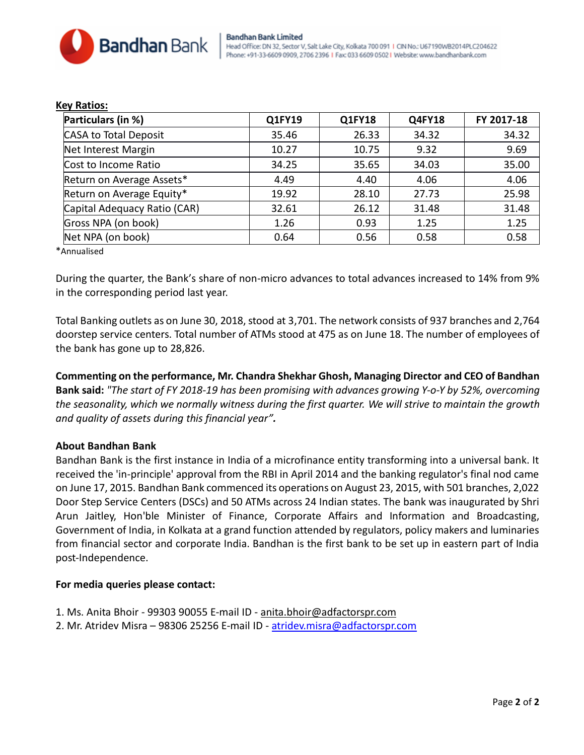**Key Ratios:**

| Particulars (in %) | Q1FY19 | Q1FY18 | Q4FY18 | FY 2017-18 |
|---|---|---|---|---|
| CASA to Total Deposit | 35.46 | 26.33 | 34.32 | 34.32 |
| Net Interest Margin | 10.27 | 10.75 | 9.32 | 9.69 |
| Cost to Income Ratio | 34.25 | 35.65 | 34.03 | 35.00 |
| Return on Average Assets* | 4.49 | 4.40 | 4.06 | 4.06 |
| Return on Average Equity* | 19.92 | 28.10 | 27.73 | 25.98 |
| Capital Adequacy Ratio (CAR) | 32.61 | 26.12 | 31.48 | 31.48 |
| Gross NPA (on book) | 1.26 | 0.93 | 1.25 | 1.25 |
| Net NPA (on book) | 0.64 | 0.56 | 0.58 | 0.58 |

*Annualised

During the quarter, the Bank's share of non-micro advances to total advances increased to 14% from 9% in the corresponding period last year.

Total Banking outlets as on June 30, 2018, stood at 3,701. The network consists of 937 branches and 2,764 doorstep service centers. Total number of ATMs stood at 475 as on June 18. The number of employees of the bank has gone up to 28,826.

**Commenting on the performance, Mr. Chandra Shekhar Ghosh, Managing Director and CEO of Bandhan Bank said:** *"The start of FY 2018-19 has been promising with advances growing Y-o-Y by 52%, overcoming the seasonality, which we normally witness during the first quarter. We will strive to maintain the growth and quality of assets during this financial year".*

**About Bandhan Bank**

Bandhan Bank is the first instance in India of a microfinance entity transforming into a universal bank. It received the 'in-principle' approval from the RBI in April 2014 and the banking regulator's final nod came on June 17, 2015. Bandhan Bank commenced its operations on August 23, 2015, with 501 branches, 2,022 Door Step Service Centers (DSCs) and 50 ATMs across 24 Indian states. The bank was inaugurated by Shri Arun Jaitley, Hon'ble Minister of Finance, Corporate Affairs and Information and Broadcasting, Government of India, in Kolkata at a grand function attended by regulators, policy makers and luminaries from financial sector and corporate India. Bandhan is the first bank to be set up in eastern part of India post-Independence.

**For media queries please contact:**

1. Ms. Anita Bhoir - 99303 90055 E-mail ID - anita.bhoir@adfactorspr.com
2. Mr. Atridev Misra – 98306 25256 E-mail ID - atridev.misra@adfactorspr.com